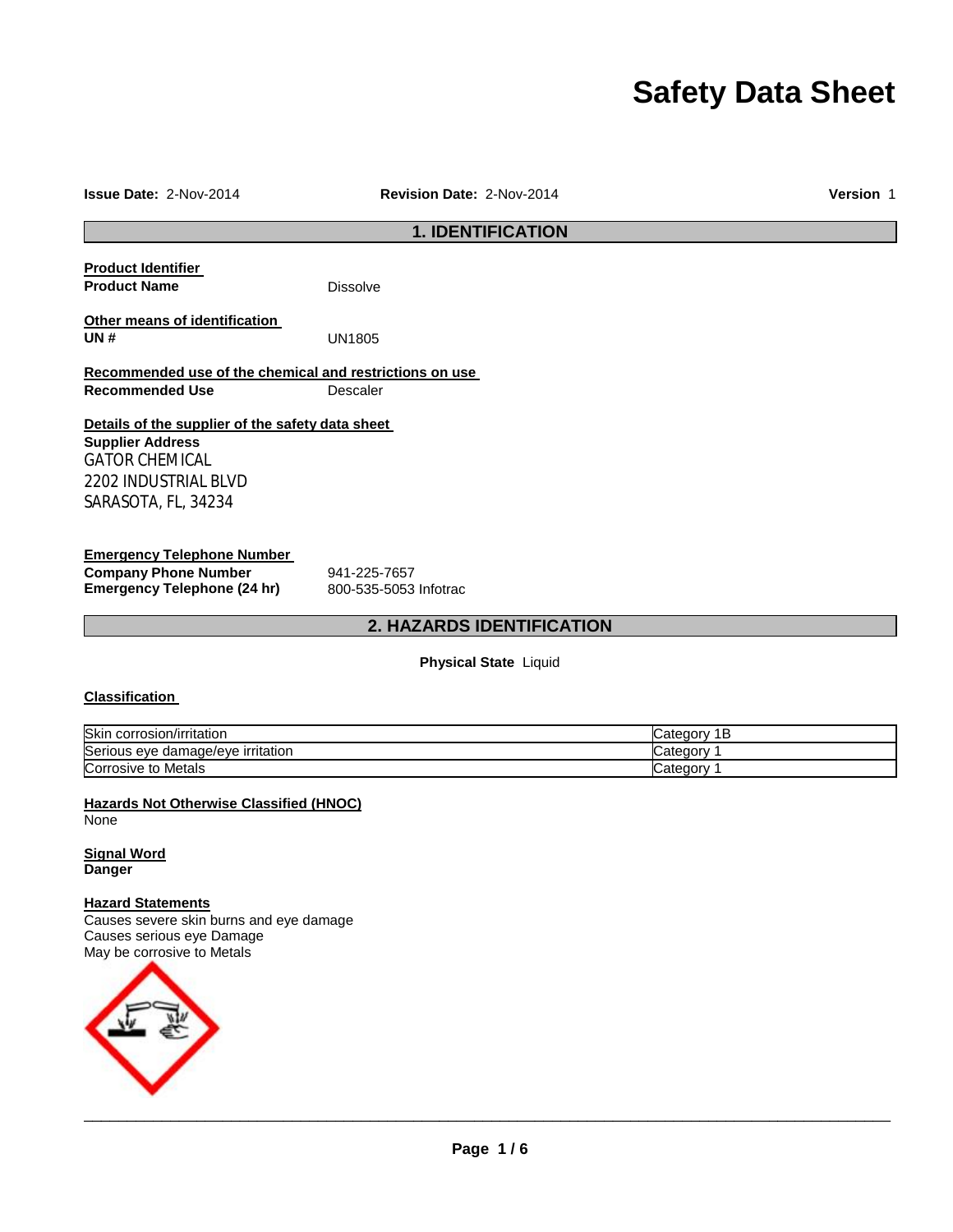# Safety Data Sheet

**Issue Date:** 2-Nov-2014 **Revision Date:** 2-Nov-2014 **Version** 1

## 1. IDENTIFICATION

**Product Identifier**

**Product Name** Dissolve

**Other means of identification**

**UN #** UN1805

**Recommended use of the chemical and restrictions on use**

**Recommended Use** Descaler

**Details of the supplier of the safety data sheet**

**Supplier Address**
GATOR CHEMICAL
2202 INDUSTRIAL BLVD
SARASOTA, FL, 34234

**Emergency Telephone Number**

**Company Phone Number** 941-225-7657
**Emergency Telephone (24 hr)** 800-535-5053 Infotrac

## 2. HAZARDS IDENTIFICATION

**Physical State** Liquid

**Classification**

| Hazard | Category |
|---|---|
| Skin corrosion/irritation | Category 1B |
| Serious eye damage/eye irritation | Category 1 |
| Corrosive to Metals | Category 1 |

**Hazards Not Otherwise Classified (HNOC)**
None

**Signal Word**
**Danger**

**Hazard Statements**
Causes severe skin burns and eye damage
Causes serious eye Damage
May be corrosive to Metals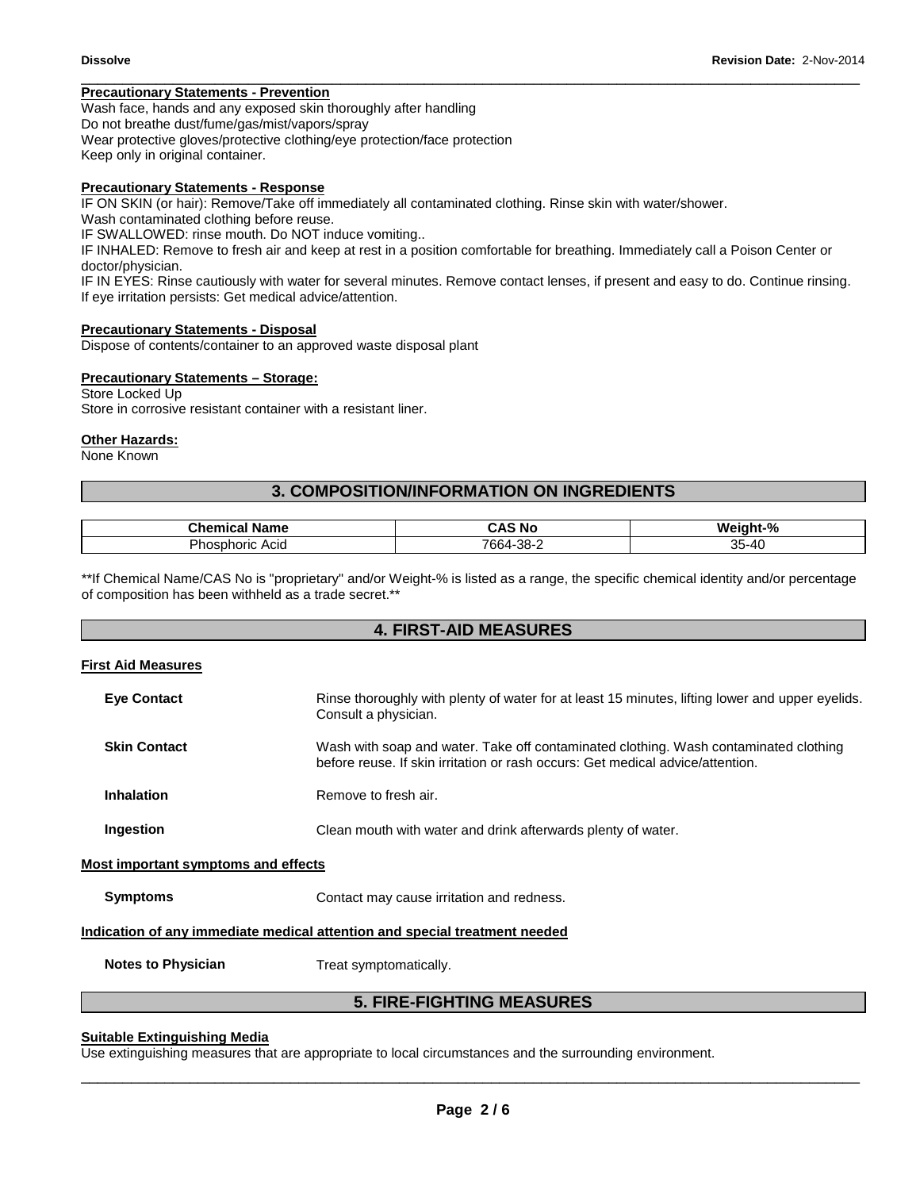**Precautionary Statements - Prevention**

Wash face, hands and any exposed skin thoroughly after handling
Do not breathe dust/fume/gas/mist/vapors/spray
Wear protective gloves/protective clothing/eye protection/face protection
Keep only in original container.

**Precautionary Statements - Response**

IF ON SKIN (or hair): Remove/Take off immediately all contaminated clothing. Rinse skin with water/shower.
Wash contaminated clothing before reuse.
IF SWALLOWED: rinse mouth. Do NOT induce vomiting..
IF INHALED: Remove to fresh air and keep at rest in a position comfortable for breathing. Immediately call a Poison Center or doctor/physician.
IF IN EYES: Rinse cautiously with water for several minutes. Remove contact lenses, if present and easy to do. Continue rinsing. If eye irritation persists: Get medical advice/attention.

**Precautionary Statements - Disposal**

Dispose of contents/container to an approved waste disposal plant

**Precautionary Statements – Storage:**

Store Locked Up
Store in corrosive resistant container with a resistant liner.

**Other Hazards:**

None Known

## 3. COMPOSITION/INFORMATION ON INGREDIENTS

| Chemical Name | CAS No | Weight-% |
|---|---|---|
| Phosphoric Acid | 7664-38-2 | 35-40 |

**If Chemical Name/CAS No is "proprietary" and/or Weight-% is listed as a range, the specific chemical identity and/or percentage of composition has been withheld as a trade secret.**

## 4. FIRST-AID MEASURES

**First Aid Measures**

**Eye Contact** Rinse thoroughly with plenty of water for at least 15 minutes, lifting lower and upper eyelids. Consult a physician.

**Skin Contact** Wash with soap and water. Take off contaminated clothing. Wash contaminated clothing before reuse. If skin irritation or rash occurs: Get medical advice/attention.

**Inhalation** Remove to fresh air.

**Ingestion** Clean mouth with water and drink afterwards plenty of water.

**Most important symptoms and effects**

**Symptoms** Contact may cause irritation and redness.

**Indication of any immediate medical attention and special treatment needed**

**Notes to Physician** Treat symptomatically.

## 5. FIRE-FIGHTING MEASURES

**Suitable Extinguishing Media**

Use extinguishing measures that are appropriate to local circumstances and the surrounding environment.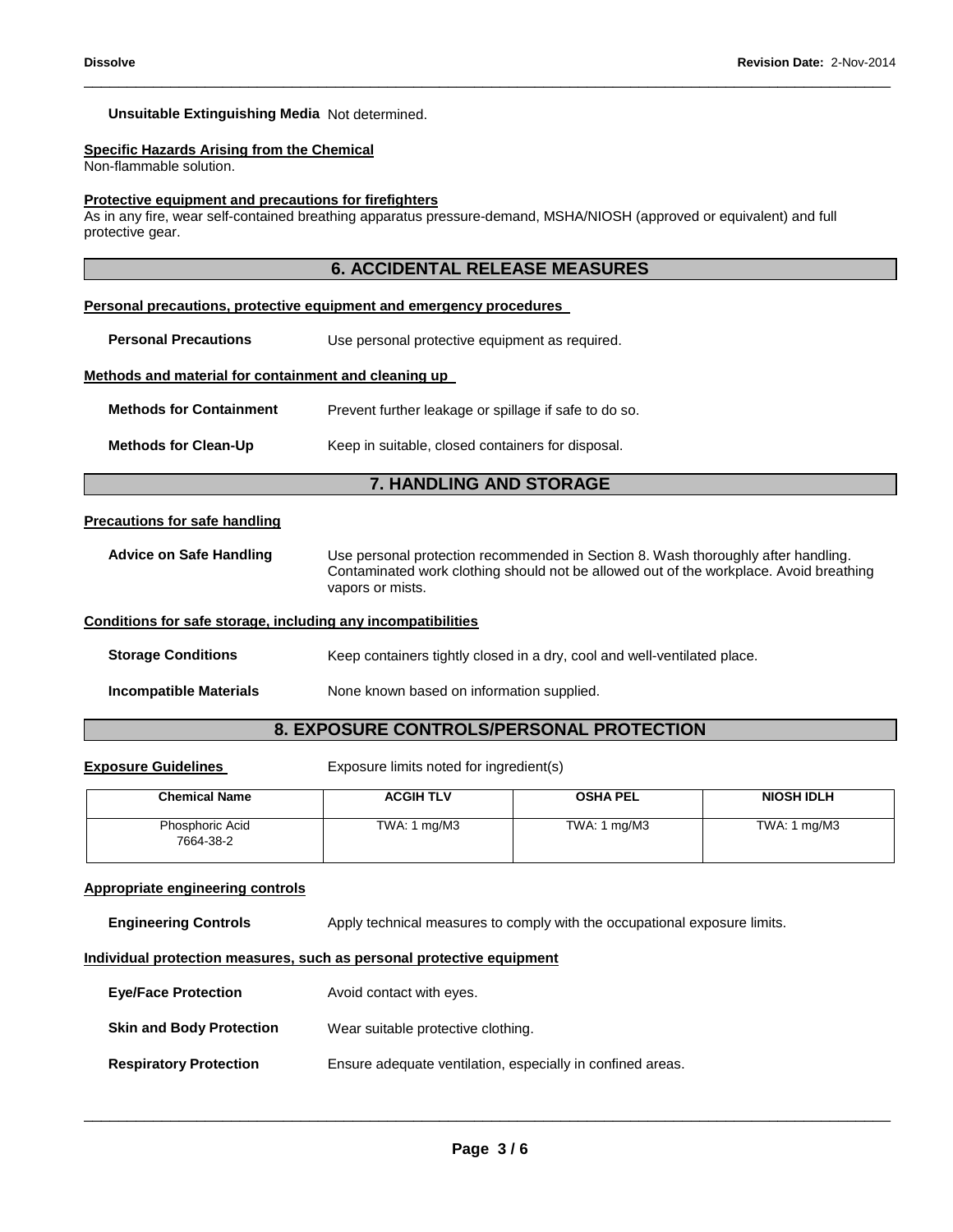**Unsuitable Extinguishing Media** Not determined.

**Specific Hazards Arising from the Chemical**

Non-flammable solution.

**Protective equipment and precautions for firefighters**

As in any fire, wear self-contained breathing apparatus pressure-demand, MSHA/NIOSH (approved or equivalent) and full protective gear.

## 6. ACCIDENTAL RELEASE MEASURES

**Personal precautions, protective equipment and emergency procedures**

**Personal Precautions** Use personal protective equipment as required.

**Methods and material for containment and cleaning up**

**Methods for Containment** Prevent further leakage or spillage if safe to do so.

**Methods for Clean-Up** Keep in suitable, closed containers for disposal.

## 7. HANDLING AND STORAGE

**Precautions for safe handling**

**Advice on Safe Handling** Use personal protection recommended in Section 8. Wash thoroughly after handling. Contaminated work clothing should not be allowed out of the workplace. Avoid breathing vapors or mists.

**Conditions for safe storage, including any incompatibilities**

**Storage Conditions** Keep containers tightly closed in a dry, cool and well-ventilated place.

**Incompatible Materials** None known based on information supplied.

## 8. EXPOSURE CONTROLS/PERSONAL PROTECTION

**Exposure Guidelines** Exposure limits noted for ingredient(s)

| Chemical Name | ACGIH TLV | OSHA PEL | NIOSH IDLH |
|---|---|---|---|
| Phosphoric Acid<br>7664-38-2 | TWA: 1 mg/M3 | TWA: 1 mg/M3 | TWA: 1 mg/M3 |

**Appropriate engineering controls**

**Engineering Controls** Apply technical measures to comply with the occupational exposure limits.

**Individual protection measures, such as personal protective equipment**

**Eye/Face Protection** Avoid contact with eyes.

**Skin and Body Protection** Wear suitable protective clothing.

**Respiratory Protection** Ensure adequate ventilation, especially in confined areas.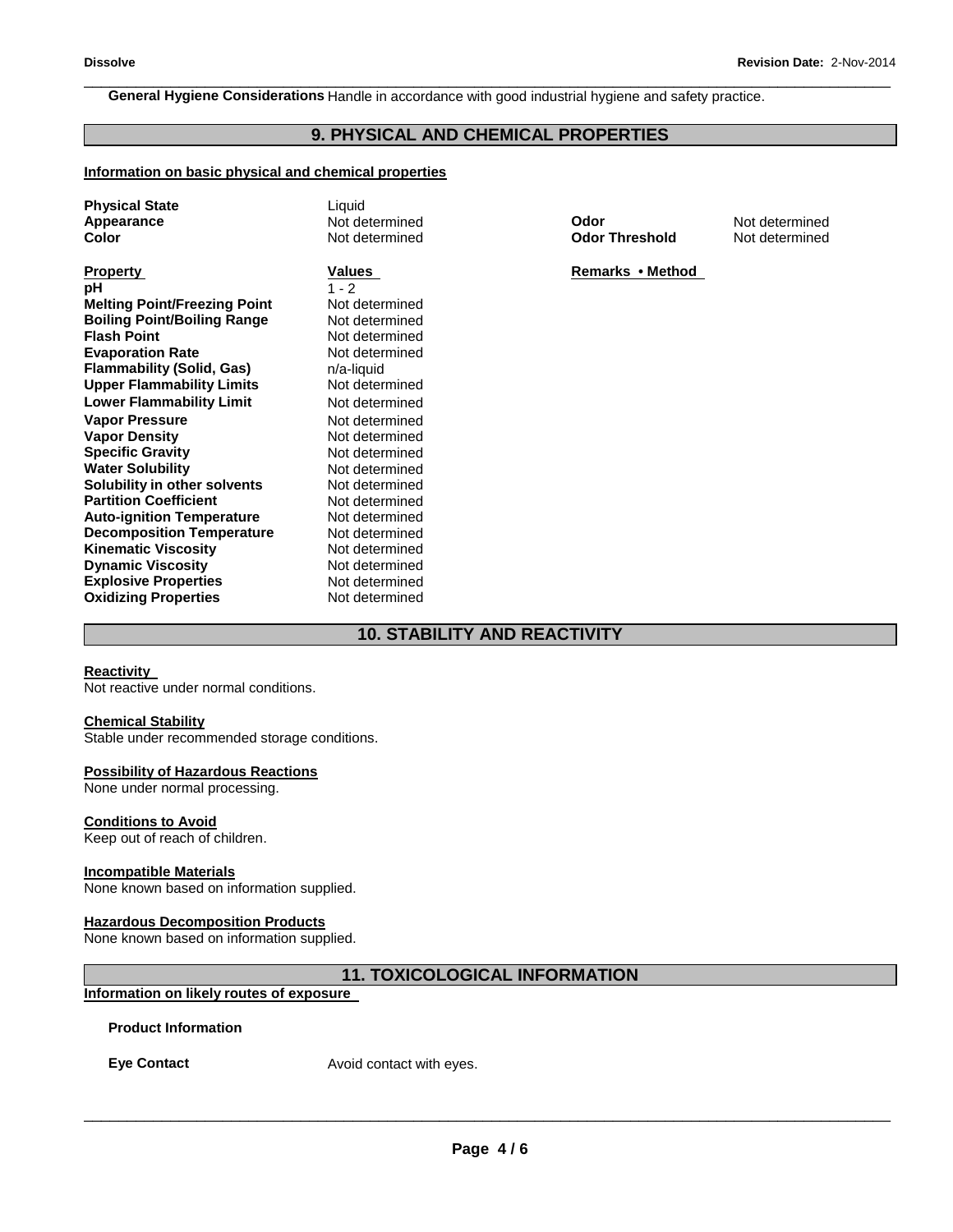**General Hygiene Considerations** Handle in accordance with good industrial hygiene and safety practice.

## 9. PHYSICAL AND CHEMICAL PROPERTIES

**Information on basic physical and chemical properties**

| | | | |
|---|---|---|---|
| **Physical State** | Liquid | | |
| **Appearance** | Not determined | **Odor** | Not determined |
| **Color** | Not determined | **Odor Threshold** | Not determined |

| **Property** | **Values** | **Remarks • Method** |
|---|---|---|
| **pH** | 1 - 2 | |
| **Melting Point/Freezing Point** | Not determined | |
| **Boiling Point/Boiling Range** | Not determined | |
| **Flash Point** | Not determined | |
| **Evaporation Rate** | Not determined | |
| **Flammability (Solid, Gas)** | n/a-liquid | |
| **Upper Flammability Limits** | Not determined | |
| **Lower Flammability Limit** | Not determined | |
| **Vapor Pressure** | Not determined | |
| **Vapor Density** | Not determined | |
| **Specific Gravity** | Not determined | |
| **Water Solubility** | Not determined | |
| **Solubility in other solvents** | Not determined | |
| **Partition Coefficient** | Not determined | |
| **Auto-ignition Temperature** | Not determined | |
| **Decomposition Temperature** | Not determined | |
| **Kinematic Viscosity** | Not determined | |
| **Dynamic Viscosity** | Not determined | |
| **Explosive Properties** | Not determined | |
| **Oxidizing Properties** | Not determined | |

## 10. STABILITY AND REACTIVITY

**Reactivity**
Not reactive under normal conditions.

**Chemical Stability**
Stable under recommended storage conditions.

**Possibility of Hazardous Reactions**
None under normal processing.

**Conditions to Avoid**
Keep out of reach of children.

**Incompatible Materials**
None known based on information supplied.

**Hazardous Decomposition Products**
None known based on information supplied.

## 11. TOXICOLOGICAL INFORMATION

**Information on likely routes of exposure**

**Product Information**

**Eye Contact** Avoid contact with eyes.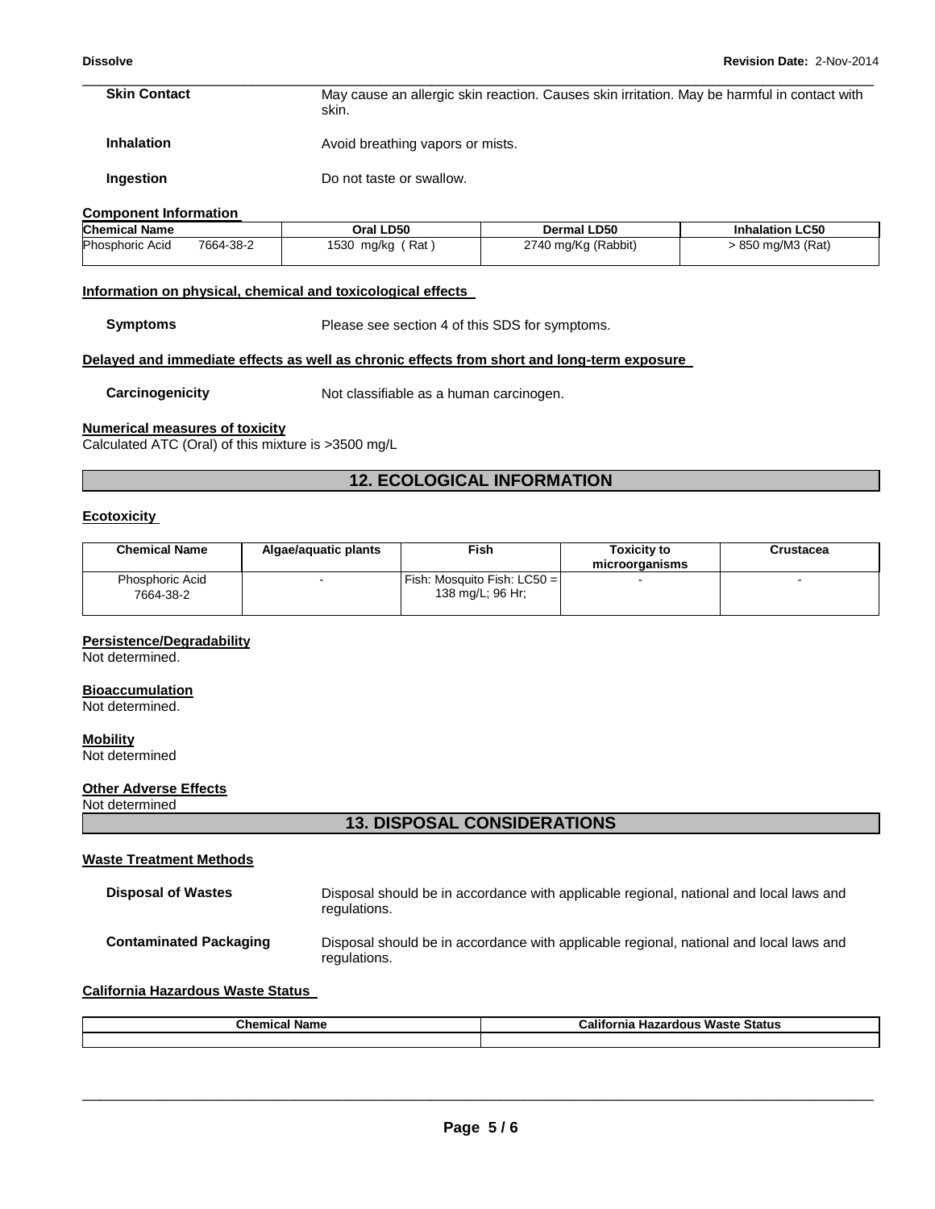**Skin Contact** May cause an allergic skin reaction. Causes skin irritation. May be harmful in contact with skin.

**Inhalation** Avoid breathing vapors or mists.

**Ingestion** Do not taste or swallow.

**Component Information**

| Chemical Name | Oral LD50 | Dermal LD50 | Inhalation LC50 |
|---|---|---|---|
| Phosphoric Acid 7664-38-2 | 1530 mg/kg ( Rat ) | 2740 mg/Kg (Rabbit) | > 850 mg/M3 (Rat) |

**Information on physical, chemical and toxicological effects**

**Symptoms** Please see section 4 of this SDS for symptoms.

**Delayed and immediate effects as well as chronic effects from short and long-term exposure**

**Carcinogenicity** Not classifiable as a human carcinogen.

**Numerical measures of toxicity**

Calculated ATC (Oral) of this mixture is >3500 mg/L

## 12. ECOLOGICAL INFORMATION

**Ecotoxicity**

| Chemical Name | Algae/aquatic plants | Fish | Toxicity to microorganisms | Crustacea |
|---|---|---|---|---|
| Phosphoric Acid 7664-38-2 | - | Fish: Mosquito Fish: LC50 = 138 mg/L; 96 Hr; | - | - |

**Persistence/Degradability**

Not determined.

**Bioaccumulation**

Not determined.

**Mobility**

Not determined

**Other Adverse Effects**

Not determined

## 13. DISPOSAL CONSIDERATIONS

**Waste Treatment Methods**

**Disposal of Wastes** Disposal should be in accordance with applicable regional, national and local laws and regulations.

**Contaminated Packaging** Disposal should be in accordance with applicable regional, national and local laws and regulations.

**California Hazardous Waste Status**

| Chemical Name | California Hazardous Waste Status |
|---|---|
| | |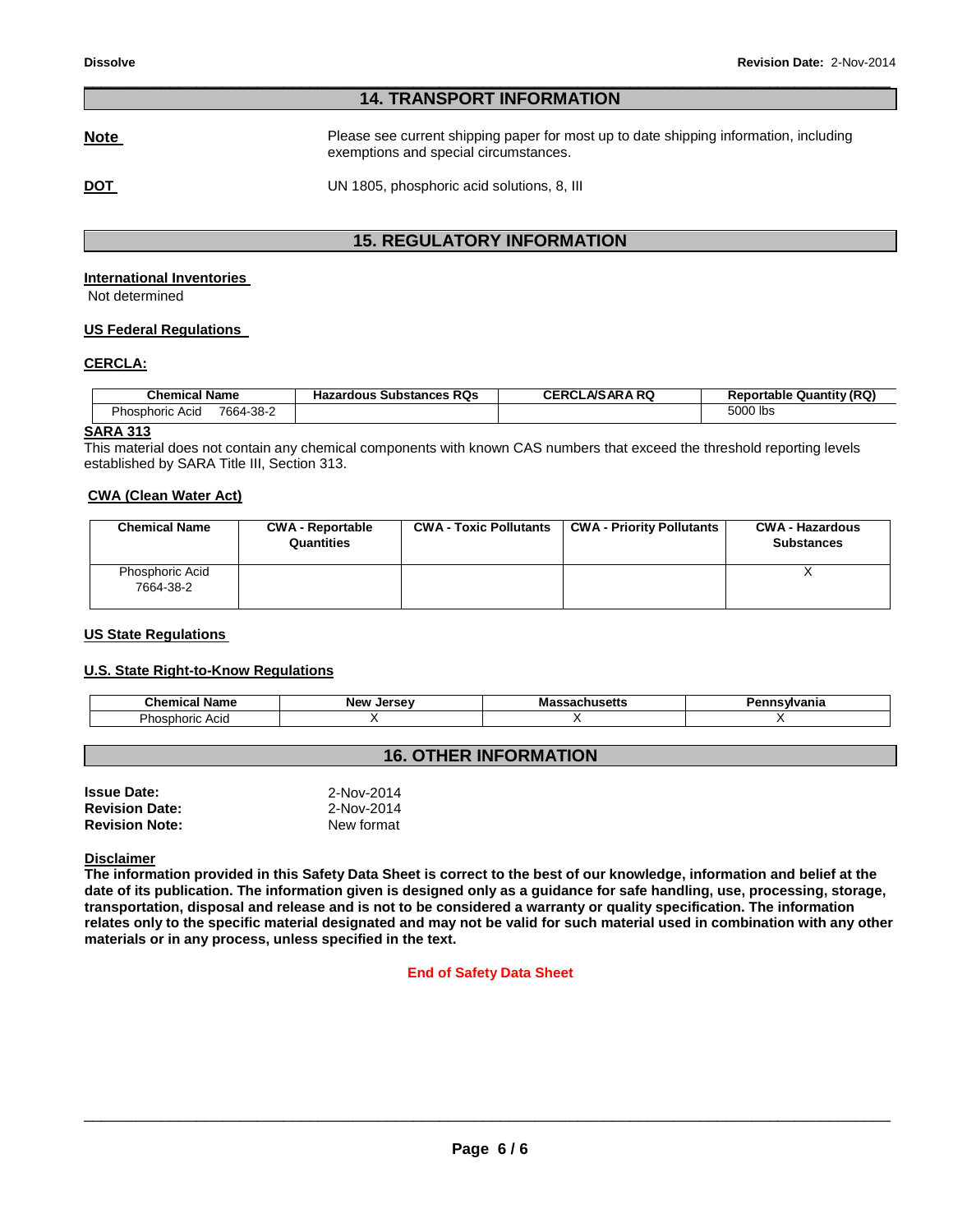## 14. TRANSPORT INFORMATION

**Note** Please see current shipping paper for most up to date shipping information, including exemptions and special circumstances.

**DOT** UN 1805, phosphoric acid solutions, 8, III

## 15. REGULATORY INFORMATION

**International Inventories**

Not determined

**US Federal Regulations**

**CERCLA:**

| Chemical Name | Hazardous Substances RQs | CERCLA/SARA RQ | Reportable Quantity (RQ) |
|---|---|---|---|
| Phosphoric Acid 7664-38-2 | | | 5000 lbs |

**SARA 313**

This material does not contain any chemical components with known CAS numbers that exceed the threshold reporting levels established by SARA Title III, Section 313.

**CWA (Clean Water Act)**

| Chemical Name | CWA - Reportable Quantities | CWA - Toxic Pollutants | CWA - Priority Pollutants | CWA - Hazardous Substances |
|---|---|---|---|---|
| Phosphoric Acid 7664-38-2 | | | | X |

**US State Regulations**

**U.S. State Right-to-Know Regulations**

| Chemical Name | New Jersey | Massachusetts | Pennsylvania |
|---|---|---|---|
| Phosphoric Acid | X | X | X |

## 16. OTHER INFORMATION

**Issue Date:** 2-Nov-2014
**Revision Date:** 2-Nov-2014
**Revision Note:** New format

**Disclaimer**

**The information provided in this Safety Data Sheet is correct to the best of our knowledge, information and belief at the date of its publication. The information given is designed only as a guidance for safe handling, use, processing, storage, transportation, disposal and release and is not to be considered a warranty or quality specification. The information relates only to the specific material designated and may not be valid for such material used in combination with any other materials or in any process, unless specified in the text.**

**End of Safety Data Sheet**